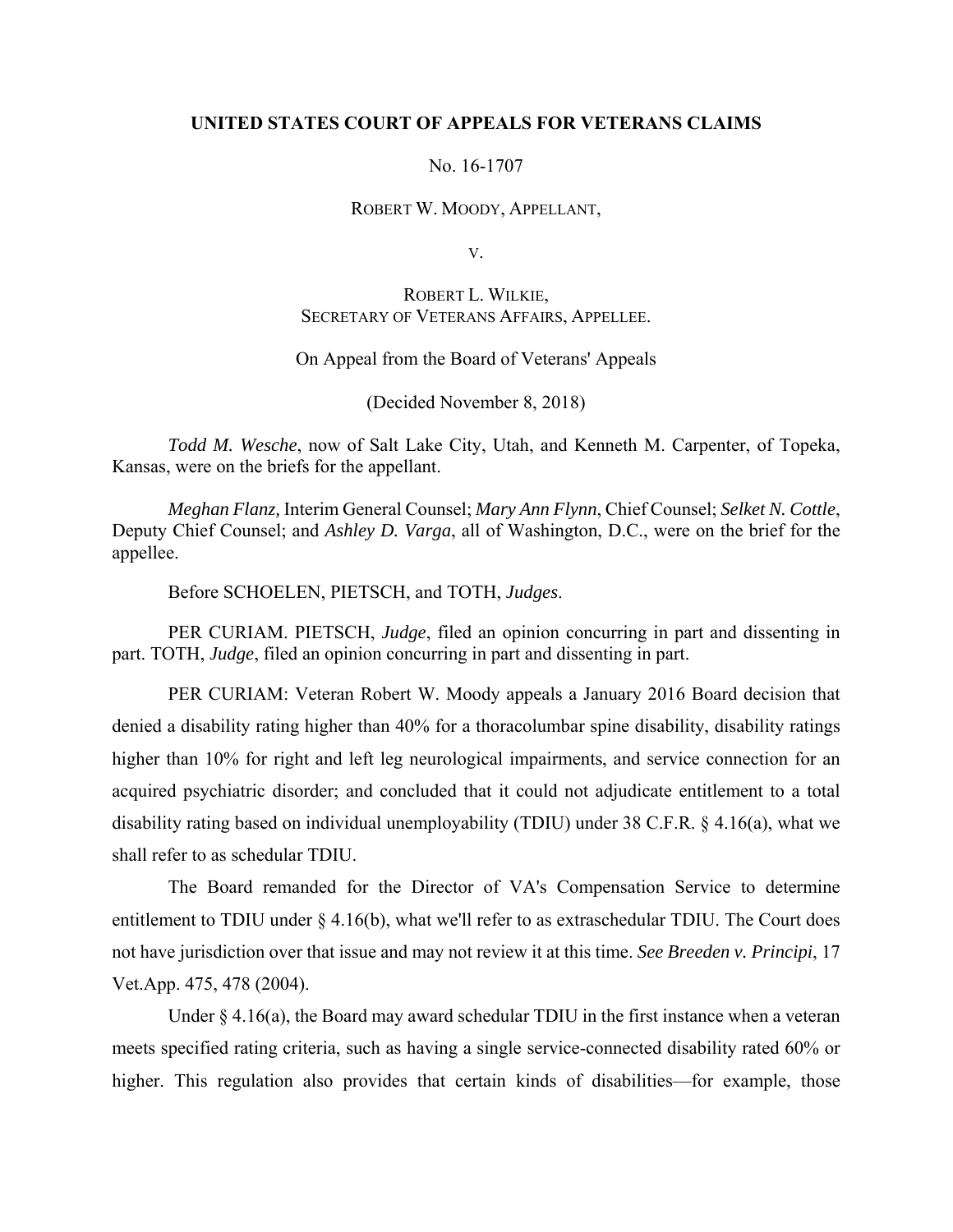**UNITED STATES COURT OF APPEALS FOR VETERANS CLAIMS**

No. 16-1707

ROBERT W. MOODY, APPELLANT,

V.

ROBERT L. WILKIE,
SECRETARY OF VETERANS AFFAIRS, APPELLEE.

On Appeal from the Board of Veterans' Appeals

(Decided November 8, 2018)

*Todd M. Wesche*, now of Salt Lake City, Utah, and Kenneth M. Carpenter, of Topeka, Kansas, were on the briefs for the appellant.

*Meghan Flanz,* Interim General Counsel; *Mary Ann Flynn*, Chief Counsel; *Selket N. Cottle*, Deputy Chief Counsel; and *Ashley D. Varga*, all of Washington, D.C., were on the brief for the appellee.

Before SCHOELEN, PIETSCH, and TOTH, *Judges*.

PER CURIAM. PIETSCH, *Judge*, filed an opinion concurring in part and dissenting in part. TOTH, *Judge*, filed an opinion concurring in part and dissenting in part.

PER CURIAM: Veteran Robert W. Moody appeals a January 2016 Board decision that denied a disability rating higher than 40% for a thoracolumbar spine disability, disability ratings higher than 10% for right and left leg neurological impairments, and service connection for an acquired psychiatric disorder; and concluded that it could not adjudicate entitlement to a total disability rating based on individual unemployability (TDIU) under 38 C.F.R. § 4.16(a), what we shall refer to as schedular TDIU.

The Board remanded for the Director of VA's Compensation Service to determine entitlement to TDIU under § 4.16(b), what we'll refer to as extraschedular TDIU. The Court does not have jurisdiction over that issue and may not review it at this time. *See Breeden v. Principi*, 17 Vet.App. 475, 478 (2004).

Under § 4.16(a), the Board may award schedular TDIU in the first instance when a veteran meets specified rating criteria, such as having a single service-connected disability rated 60% or higher. This regulation also provides that certain kinds of disabilities—for example, those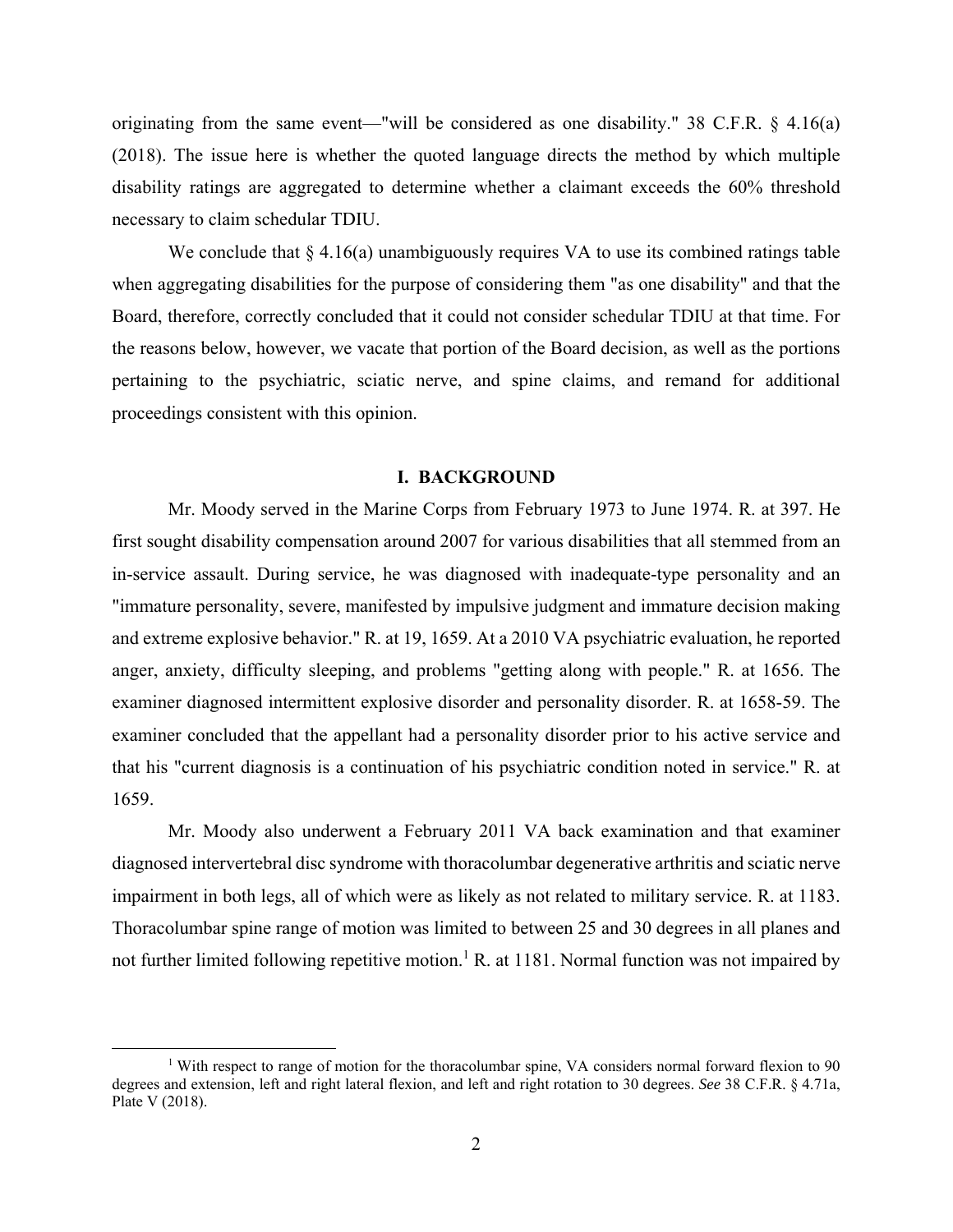originating from the same event—"will be considered as one disability." 38 C.F.R. § 4.16(a) (2018). The issue here is whether the quoted language directs the method by which multiple disability ratings are aggregated to determine whether a claimant exceeds the 60% threshold necessary to claim schedular TDIU.

We conclude that § 4.16(a) unambiguously requires VA to use its combined ratings table when aggregating disabilities for the purpose of considering them "as one disability" and that the Board, therefore, correctly concluded that it could not consider schedular TDIU at that time. For the reasons below, however, we vacate that portion of the Board decision, as well as the portions pertaining to the psychiatric, sciatic nerve, and spine claims, and remand for additional proceedings consistent with this opinion.

## I. BACKGROUND

Mr. Moody served in the Marine Corps from February 1973 to June 1974. R. at 397. He first sought disability compensation around 2007 for various disabilities that all stemmed from an in-service assault. During service, he was diagnosed with inadequate-type personality and an "immature personality, severe, manifested by impulsive judgment and immature decision making and extreme explosive behavior." R. at 19, 1659. At a 2010 VA psychiatric evaluation, he reported anger, anxiety, difficulty sleeping, and problems "getting along with people." R. at 1656. The examiner diagnosed intermittent explosive disorder and personality disorder. R. at 1658-59. The examiner concluded that the appellant had a personality disorder prior to his active service and that his "current diagnosis is a continuation of his psychiatric condition noted in service." R. at 1659.

Mr. Moody also underwent a February 2011 VA back examination and that examiner diagnosed intervertebral disc syndrome with thoracolumbar degenerative arthritis and sciatic nerve impairment in both legs, all of which were as likely as not related to military service. R. at 1183. Thoracolumbar spine range of motion was limited to between 25 and 30 degrees in all planes and not further limited following repetitive motion.[1] R. at 1181. Normal function was not impaired by

[1] With respect to range of motion for the thoracolumbar spine, VA considers normal forward flexion to 90 degrees and extension, left and right lateral flexion, and left and right rotation to 30 degrees. *See* 38 C.F.R. § 4.71a, Plate V (2018).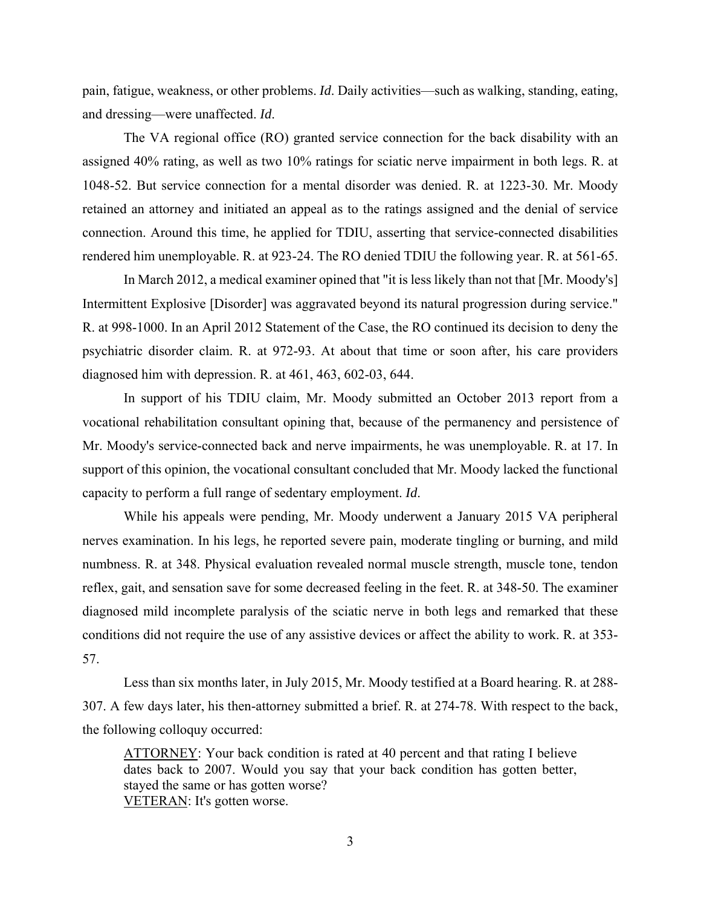pain, fatigue, weakness, or other problems. *Id*. Daily activities—such as walking, standing, eating, and dressing—were unaffected. *Id*.

The VA regional office (RO) granted service connection for the back disability with an assigned 40% rating, as well as two 10% ratings for sciatic nerve impairment in both legs. R. at 1048-52. But service connection for a mental disorder was denied. R. at 1223-30. Mr. Moody retained an attorney and initiated an appeal as to the ratings assigned and the denial of service connection. Around this time, he applied for TDIU, asserting that service-connected disabilities rendered him unemployable. R. at 923-24. The RO denied TDIU the following year. R. at 561-65.

In March 2012, a medical examiner opined that "it is less likely than not that [Mr. Moody's] Intermittent Explosive [Disorder] was aggravated beyond its natural progression during service." R. at 998-1000. In an April 2012 Statement of the Case, the RO continued its decision to deny the psychiatric disorder claim. R. at 972-93. At about that time or soon after, his care providers diagnosed him with depression. R. at 461, 463, 602-03, 644.

In support of his TDIU claim, Mr. Moody submitted an October 2013 report from a vocational rehabilitation consultant opining that, because of the permanency and persistence of Mr. Moody's service-connected back and nerve impairments, he was unemployable. R. at 17. In support of this opinion, the vocational consultant concluded that Mr. Moody lacked the functional capacity to perform a full range of sedentary employment. *Id*.

While his appeals were pending, Mr. Moody underwent a January 2015 VA peripheral nerves examination. In his legs, he reported severe pain, moderate tingling or burning, and mild numbness. R. at 348. Physical evaluation revealed normal muscle strength, muscle tone, tendon reflex, gait, and sensation save for some decreased feeling in the feet. R. at 348-50. The examiner diagnosed mild incomplete paralysis of the sciatic nerve in both legs and remarked that these conditions did not require the use of any assistive devices or affect the ability to work. R. at 353-57.

Less than six months later, in July 2015, Mr. Moody testified at a Board hearing. R. at 288-307. A few days later, his then-attorney submitted a brief. R. at 274-78. With respect to the back, the following colloquy occurred:

> ATTORNEY: Your back condition is rated at 40 percent and that rating I believe dates back to 2007. Would you say that your back condition has gotten better, stayed the same or has gotten worse?
> VETERAN: It's gotten worse.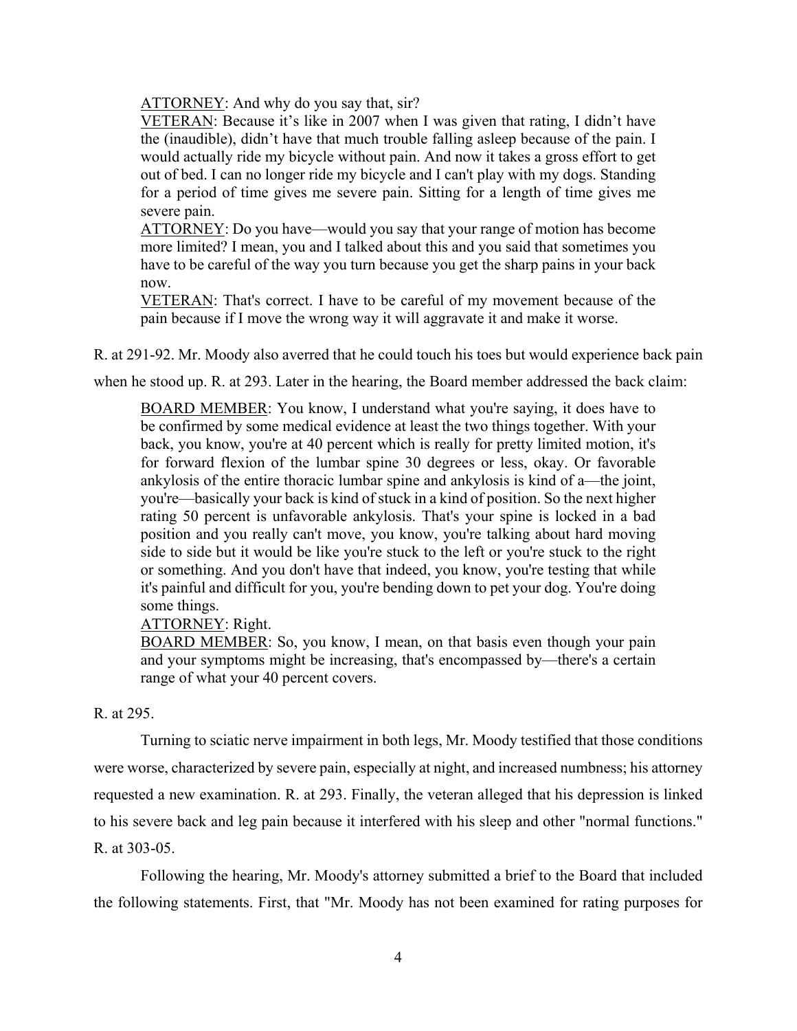> <u>ATTORNEY</u>: And why do you say that, sir?
> <u>VETERAN</u>: Because it's like in 2007 when I was given that rating, I didn't have the (inaudible), didn't have that much trouble falling asleep because of the pain. I would actually ride my bicycle without pain. And now it takes a gross effort to get out of bed. I can no longer ride my bicycle and I can't play with my dogs. Standing for a period of time gives me severe pain. Sitting for a length of time gives me severe pain.
> <u>ATTORNEY</u>: Do you have—would you say that your range of motion has become more limited? I mean, you and I talked about this and you said that sometimes you have to be careful of the way you turn because you get the sharp pains in your back now.
> <u>VETERAN</u>: That's correct. I have to be careful of my movement because of the pain because if I move the wrong way it will aggravate it and make it worse.

R. at 291-92. Mr. Moody also averred that he could touch his toes but would experience back pain when he stood up. R. at 293. Later in the hearing, the Board member addressed the back claim:

> <u>BOARD MEMBER</u>: You know, I understand what you're saying, it does have to be confirmed by some medical evidence at least the two things together. With your back, you know, you're at 40 percent which is really for pretty limited motion, it's for forward flexion of the lumbar spine 30 degrees or less, okay. Or favorable ankylosis of the entire thoracic lumbar spine and ankylosis is kind of a—the joint, you're—basically your back is kind of stuck in a kind of position. So the next higher rating 50 percent is unfavorable ankylosis. That's your spine is locked in a bad position and you really can't move, you know, you're talking about hard moving side to side but it would be like you're stuck to the left or you're stuck to the right or something. And you don't have that indeed, you know, you're testing that while it's painful and difficult for you, you're bending down to pet your dog. You're doing some things.
> <u>ATTORNEY</u>: Right.
> <u>BOARD MEMBER</u>: So, you know, I mean, on that basis even though your pain and your symptoms might be increasing, that's encompassed by—there's a certain range of what your 40 percent covers.

R. at 295.

Turning to sciatic nerve impairment in both legs, Mr. Moody testified that those conditions were worse, characterized by severe pain, especially at night, and increased numbness; his attorney requested a new examination. R. at 293. Finally, the veteran alleged that his depression is linked to his severe back and leg pain because it interfered with his sleep and other "normal functions." R. at 303-05.

Following the hearing, Mr. Moody's attorney submitted a brief to the Board that included the following statements. First, that "Mr. Moody has not been examined for rating purposes for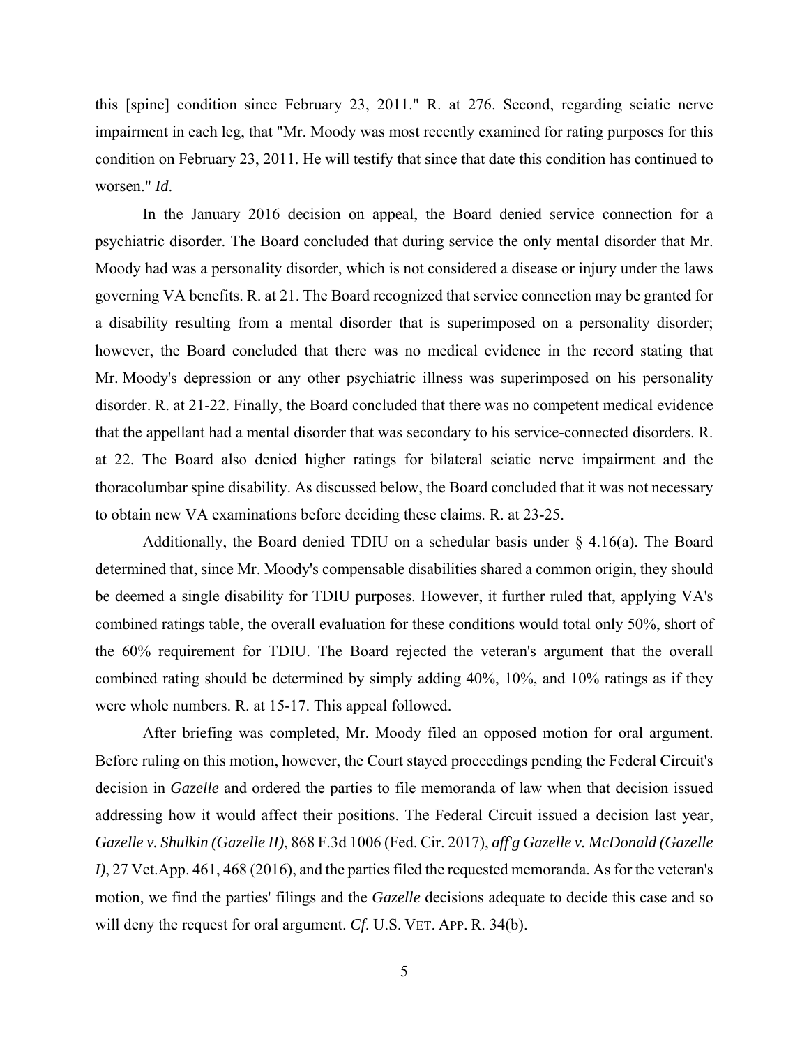this [spine] condition since February 23, 2011." R. at 276. Second, regarding sciatic nerve impairment in each leg, that "Mr. Moody was most recently examined for rating purposes for this condition on February 23, 2011. He will testify that since that date this condition has continued to worsen." *Id*.

In the January 2016 decision on appeal, the Board denied service connection for a psychiatric disorder. The Board concluded that during service the only mental disorder that Mr. Moody had was a personality disorder, which is not considered a disease or injury under the laws governing VA benefits. R. at 21. The Board recognized that service connection may be granted for a disability resulting from a mental disorder that is superimposed on a personality disorder; however, the Board concluded that there was no medical evidence in the record stating that Mr. Moody's depression or any other psychiatric illness was superimposed on his personality disorder. R. at 21-22. Finally, the Board concluded that there was no competent medical evidence that the appellant had a mental disorder that was secondary to his service-connected disorders. R. at 22. The Board also denied higher ratings for bilateral sciatic nerve impairment and the thoracolumbar spine disability. As discussed below, the Board concluded that it was not necessary to obtain new VA examinations before deciding these claims. R. at 23-25.

Additionally, the Board denied TDIU on a schedular basis under § 4.16(a). The Board determined that, since Mr. Moody's compensable disabilities shared a common origin, they should be deemed a single disability for TDIU purposes. However, it further ruled that, applying VA's combined ratings table, the overall evaluation for these conditions would total only 50%, short of the 60% requirement for TDIU. The Board rejected the veteran's argument that the overall combined rating should be determined by simply adding 40%, 10%, and 10% ratings as if they were whole numbers. R. at 15-17. This appeal followed.

After briefing was completed, Mr. Moody filed an opposed motion for oral argument. Before ruling on this motion, however, the Court stayed proceedings pending the Federal Circuit's decision in *Gazelle* and ordered the parties to file memoranda of law when that decision issued addressing how it would affect their positions. The Federal Circuit issued a decision last year, *Gazelle v. Shulkin (Gazelle II)*, 868 F.3d 1006 (Fed. Cir. 2017), *aff'g Gazelle v. McDonald (Gazelle I)*, 27 Vet.App. 461, 468 (2016), and the parties filed the requested memoranda. As for the veteran's motion, we find the parties' filings and the *Gazelle* decisions adequate to decide this case and so will deny the request for oral argument. *Cf.* U.S. VET. APP. R. 34(b).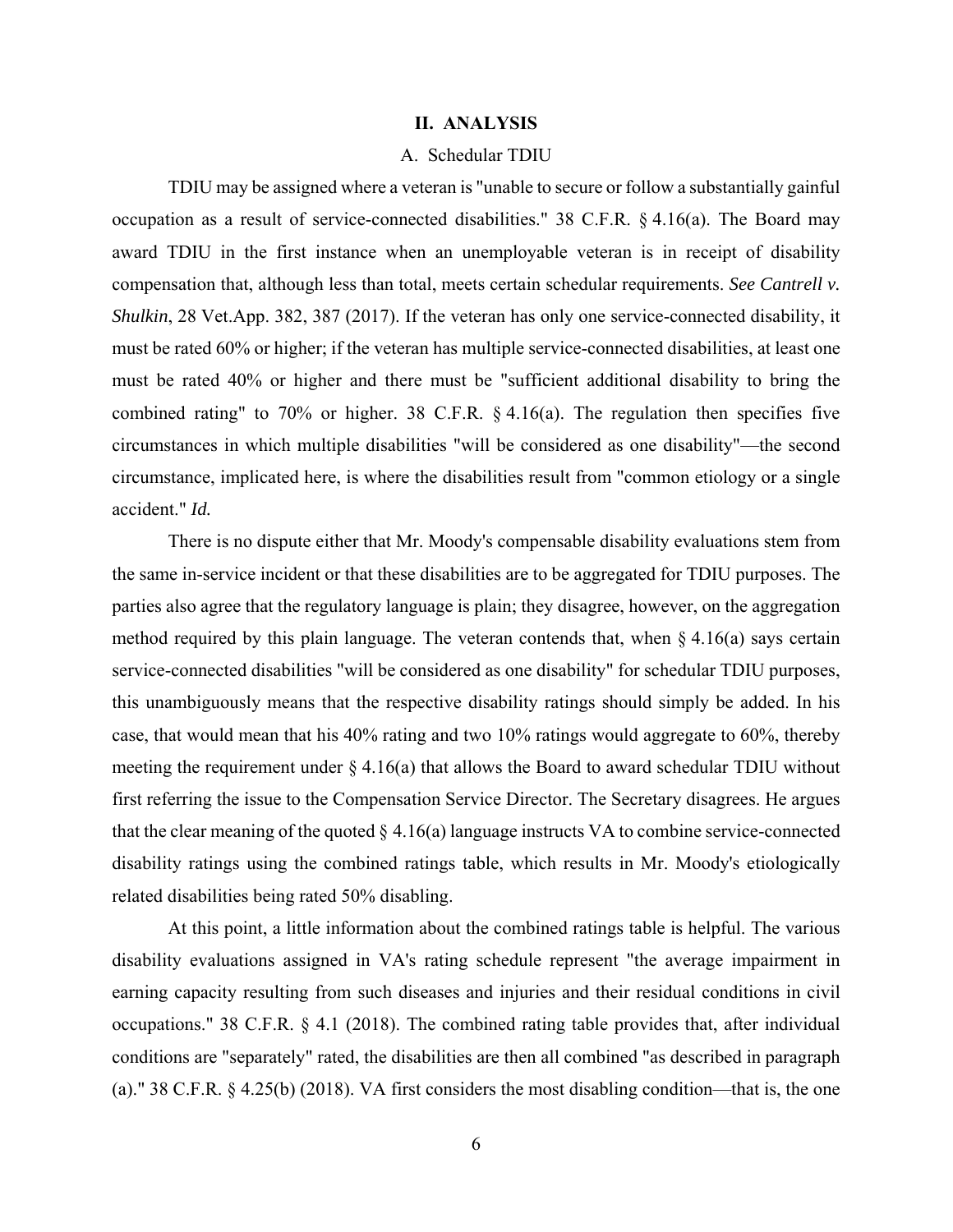## II. ANALYSIS

### A. Schedular TDIU

TDIU may be assigned where a veteran is "unable to secure or follow a substantially gainful occupation as a result of service-connected disabilities." 38 C.F.R. § 4.16(a). The Board may award TDIU in the first instance when an unemployable veteran is in receipt of disability compensation that, although less than total, meets certain schedular requirements. *See Cantrell v. Shulkin*, 28 Vet.App. 382, 387 (2017). If the veteran has only one service-connected disability, it must be rated 60% or higher; if the veteran has multiple service-connected disabilities, at least one must be rated 40% or higher and there must be "sufficient additional disability to bring the combined rating" to 70% or higher. 38 C.F.R. § 4.16(a). The regulation then specifies five circumstances in which multiple disabilities "will be considered as one disability"—the second circumstance, implicated here, is where the disabilities result from "common etiology or a single accident." *Id.*

There is no dispute either that Mr. Moody's compensable disability evaluations stem from the same in-service incident or that these disabilities are to be aggregated for TDIU purposes. The parties also agree that the regulatory language is plain; they disagree, however, on the aggregation method required by this plain language. The veteran contends that, when § 4.16(a) says certain service-connected disabilities "will be considered as one disability" for schedular TDIU purposes, this unambiguously means that the respective disability ratings should simply be added. In his case, that would mean that his 40% rating and two 10% ratings would aggregate to 60%, thereby meeting the requirement under § 4.16(a) that allows the Board to award schedular TDIU without first referring the issue to the Compensation Service Director. The Secretary disagrees. He argues that the clear meaning of the quoted § 4.16(a) language instructs VA to combine service-connected disability ratings using the combined ratings table, which results in Mr. Moody's etiologically related disabilities being rated 50% disabling.

At this point, a little information about the combined ratings table is helpful. The various disability evaluations assigned in VA's rating schedule represent "the average impairment in earning capacity resulting from such diseases and injuries and their residual conditions in civil occupations." 38 C.F.R. § 4.1 (2018). The combined rating table provides that, after individual conditions are "separately" rated, the disabilities are then all combined "as described in paragraph (a)." 38 C.F.R. § 4.25(b) (2018). VA first considers the most disabling condition—that is, the one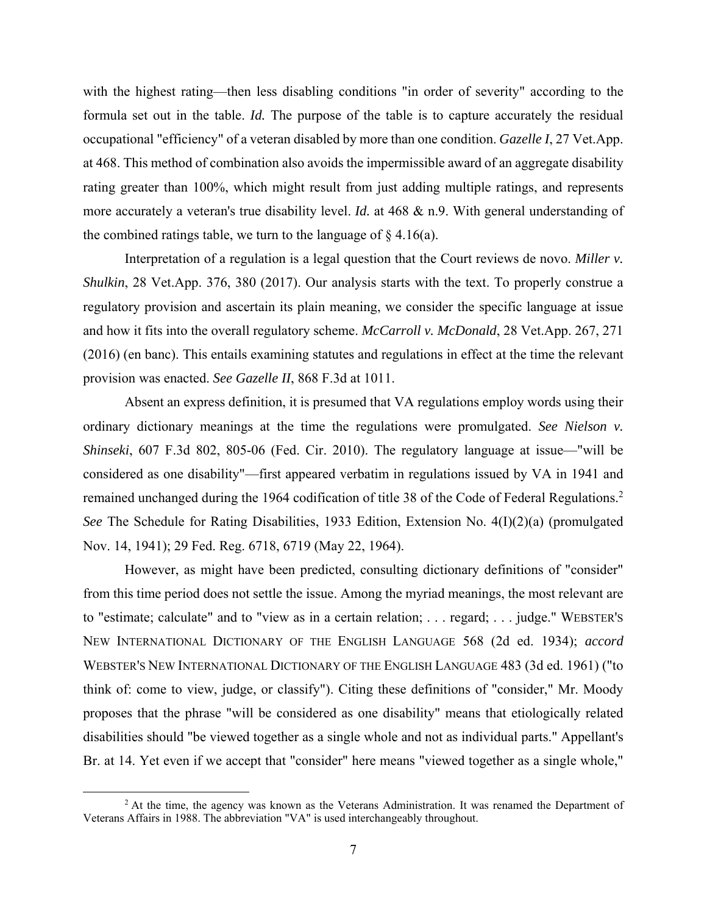with the highest rating—then less disabling conditions "in order of severity" according to the formula set out in the table. *Id.* The purpose of the table is to capture accurately the residual occupational "efficiency" of a veteran disabled by more than one condition. *Gazelle I*, 27 Vet.App. at 468. This method of combination also avoids the impermissible award of an aggregate disability rating greater than 100%, which might result from just adding multiple ratings, and represents more accurately a veteran's true disability level. *Id.* at 468 & n.9. With general understanding of the combined ratings table, we turn to the language of § 4.16(a).

Interpretation of a regulation is a legal question that the Court reviews de novo. *Miller v. Shulkin*, 28 Vet.App. 376, 380 (2017). Our analysis starts with the text. To properly construe a regulatory provision and ascertain its plain meaning, we consider the specific language at issue and how it fits into the overall regulatory scheme. *McCarroll v. McDonald*, 28 Vet.App. 267, 271 (2016) (en banc). This entails examining statutes and regulations in effect at the time the relevant provision was enacted. *See Gazelle II*, 868 F.3d at 1011.

Absent an express definition, it is presumed that VA regulations employ words using their ordinary dictionary meanings at the time the regulations were promulgated. *See Nielson v. Shinseki*, 607 F.3d 802, 805-06 (Fed. Cir. 2010). The regulatory language at issue—"will be considered as one disability"—first appeared verbatim in regulations issued by VA in 1941 and remained unchanged during the 1964 codification of title 38 of the Code of Federal Regulations.[2] *See* The Schedule for Rating Disabilities, 1933 Edition, Extension No. 4(I)(2)(a) (promulgated Nov. 14, 1941); 29 Fed. Reg. 6718, 6719 (May 22, 1964).

However, as might have been predicted, consulting dictionary definitions of "consider" from this time period does not settle the issue. Among the myriad meanings, the most relevant are to "estimate; calculate" and to "view as in a certain relation; . . . regard; . . . judge." WEBSTER'S NEW INTERNATIONAL DICTIONARY OF THE ENGLISH LANGUAGE 568 (2d ed. 1934); *accord* WEBSTER'S NEW INTERNATIONAL DICTIONARY OF THE ENGLISH LANGUAGE 483 (3d ed. 1961) ("to think of: come to view, judge, or classify"). Citing these definitions of "consider," Mr. Moody proposes that the phrase "will be considered as one disability" means that etiologically related disabilities should "be viewed together as a single whole and not as individual parts." Appellant's Br. at 14. Yet even if we accept that "consider" here means "viewed together as a single whole,"

[2] At the time, the agency was known as the Veterans Administration. It was renamed the Department of Veterans Affairs in 1988. The abbreviation "VA" is used interchangeably throughout.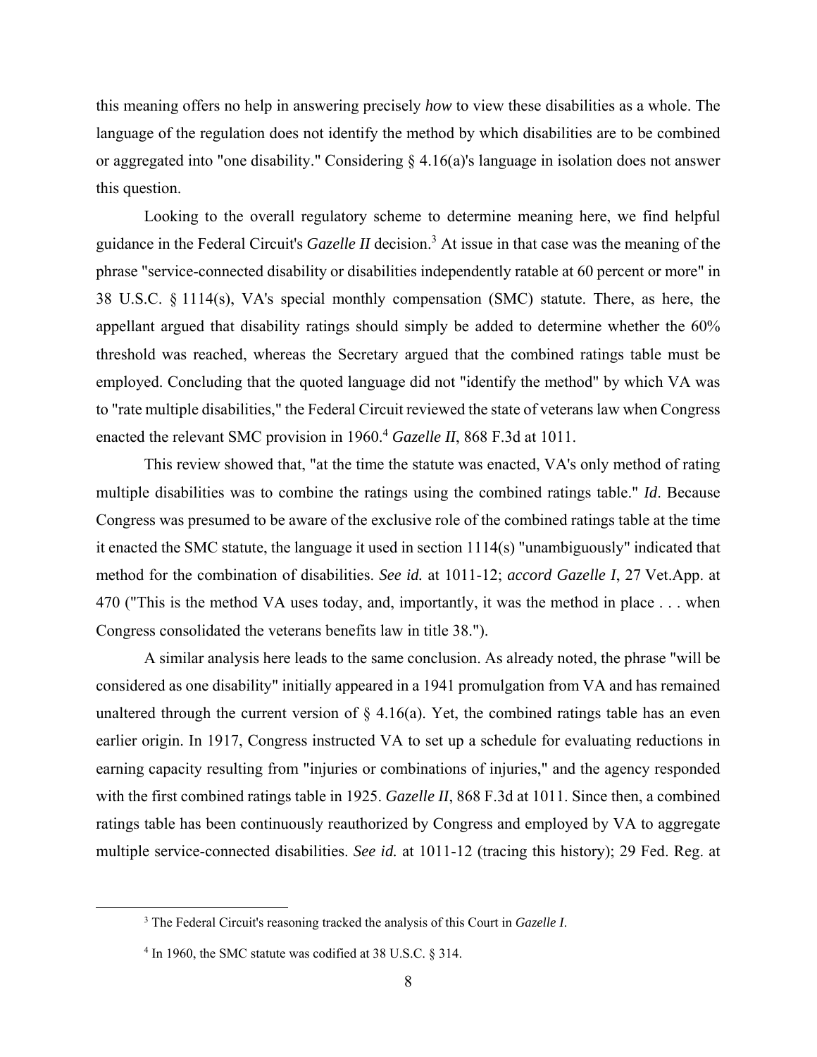this meaning offers no help in answering precisely *how* to view these disabilities as a whole. The language of the regulation does not identify the method by which disabilities are to be combined or aggregated into "one disability." Considering § 4.16(a)'s language in isolation does not answer this question.

Looking to the overall regulatory scheme to determine meaning here, we find helpful guidance in the Federal Circuit's *Gazelle II* decision.[3] At issue in that case was the meaning of the phrase "service-connected disability or disabilities independently ratable at 60 percent or more" in 38 U.S.C. § 1114(s), VA's special monthly compensation (SMC) statute. There, as here, the appellant argued that disability ratings should simply be added to determine whether the 60% threshold was reached, whereas the Secretary argued that the combined ratings table must be employed. Concluding that the quoted language did not "identify the method" by which VA was to "rate multiple disabilities," the Federal Circuit reviewed the state of veterans law when Congress enacted the relevant SMC provision in 1960.[4] *Gazelle II*, 868 F.3d at 1011.

This review showed that, "at the time the statute was enacted, VA's only method of rating multiple disabilities was to combine the ratings using the combined ratings table." *Id*. Because Congress was presumed to be aware of the exclusive role of the combined ratings table at the time it enacted the SMC statute, the language it used in section 1114(s) "unambiguously" indicated that method for the combination of disabilities. *See id.* at 1011-12; *accord Gazelle I*, 27 Vet.App. at 470 ("This is the method VA uses today, and, importantly, it was the method in place . . . when Congress consolidated the veterans benefits law in title 38.").

A similar analysis here leads to the same conclusion. As already noted, the phrase "will be considered as one disability" initially appeared in a 1941 promulgation from VA and has remained unaltered through the current version of § 4.16(a). Yet, the combined ratings table has an even earlier origin. In 1917, Congress instructed VA to set up a schedule for evaluating reductions in earning capacity resulting from "injuries or combinations of injuries," and the agency responded with the first combined ratings table in 1925. *Gazelle II*, 868 F.3d at 1011. Since then, a combined ratings table has been continuously reauthorized by Congress and employed by VA to aggregate multiple service-connected disabilities. *See id.* at 1011-12 (tracing this history); 29 Fed. Reg. at

---

[3] The Federal Circuit's reasoning tracked the analysis of this Court in *Gazelle I*.

[4] In 1960, the SMC statute was codified at 38 U.S.C. § 314.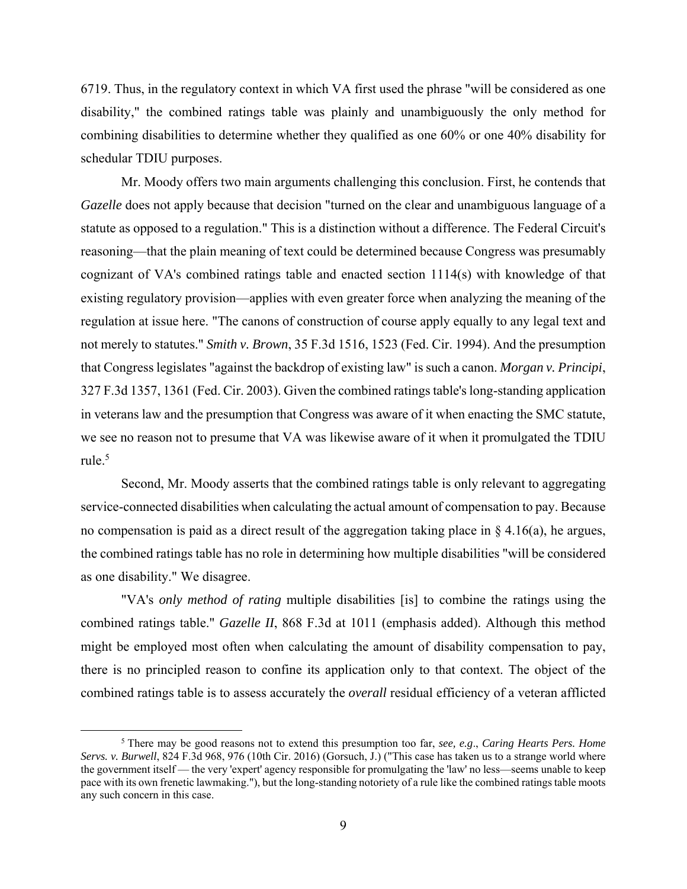6719. Thus, in the regulatory context in which VA first used the phrase "will be considered as one disability," the combined ratings table was plainly and unambiguously the only method for combining disabilities to determine whether they qualified as one 60% or one 40% disability for schedular TDIU purposes.

Mr. Moody offers two main arguments challenging this conclusion. First, he contends that *Gazelle* does not apply because that decision "turned on the clear and unambiguous language of a statute as opposed to a regulation." This is a distinction without a difference. The Federal Circuit's reasoning—that the plain meaning of text could be determined because Congress was presumably cognizant of VA's combined ratings table and enacted section 1114(s) with knowledge of that existing regulatory provision—applies with even greater force when analyzing the meaning of the regulation at issue here. "The canons of construction of course apply equally to any legal text and not merely to statutes." *Smith v. Brown*, 35 F.3d 1516, 1523 (Fed. Cir. 1994). And the presumption that Congress legislates "against the backdrop of existing law" is such a canon. *Morgan v. Principi*, 327 F.3d 1357, 1361 (Fed. Cir. 2003). Given the combined ratings table's long-standing application in veterans law and the presumption that Congress was aware of it when enacting the SMC statute, we see no reason not to presume that VA was likewise aware of it when it promulgated the TDIU rule.[5]

Second, Mr. Moody asserts that the combined ratings table is only relevant to aggregating service-connected disabilities when calculating the actual amount of compensation to pay. Because no compensation is paid as a direct result of the aggregation taking place in § 4.16(a), he argues, the combined ratings table has no role in determining how multiple disabilities "will be considered as one disability." We disagree.

"VA's *only method of rating* multiple disabilities [is] to combine the ratings using the combined ratings table." *Gazelle II*, 868 F.3d at 1011 (emphasis added). Although this method might be employed most often when calculating the amount of disability compensation to pay, there is no principled reason to confine its application only to that context. The object of the combined ratings table is to assess accurately the *overall* residual efficiency of a veteran afflicted

[5] There may be good reasons not to extend this presumption too far, *see, e.g*., *Caring Hearts Pers. Home Servs. v. Burwell*, 824 F.3d 968, 976 (10th Cir. 2016) (Gorsuch, J.) ("This case has taken us to a strange world where the government itself — the very 'expert' agency responsible for promulgating the 'law' no less—seems unable to keep pace with its own frenetic lawmaking."), but the long-standing notoriety of a rule like the combined ratings table moots any such concern in this case.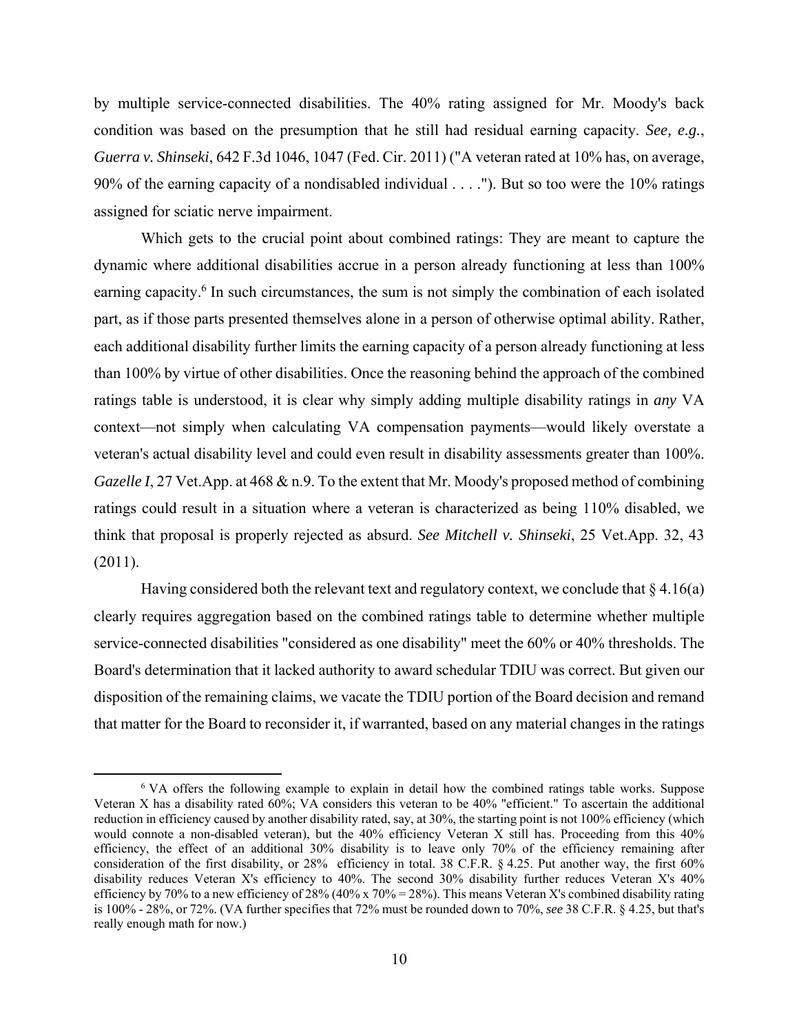by multiple service-connected disabilities. The 40% rating assigned for Mr. Moody's back condition was based on the presumption that he still had residual earning capacity. *See, e.g.*, *Guerra v. Shinseki*, 642 F.3d 1046, 1047 (Fed. Cir. 2011) ("A veteran rated at 10% has, on average, 90% of the earning capacity of a nondisabled individual . . . ."). But so too were the 10% ratings assigned for sciatic nerve impairment.

Which gets to the crucial point about combined ratings: They are meant to capture the dynamic where additional disabilities accrue in a person already functioning at less than 100% earning capacity.[6] In such circumstances, the sum is not simply the combination of each isolated part, as if those parts presented themselves alone in a person of otherwise optimal ability. Rather, each additional disability further limits the earning capacity of a person already functioning at less than 100% by virtue of other disabilities. Once the reasoning behind the approach of the combined ratings table is understood, it is clear why simply adding multiple disability ratings in *any* VA context—not simply when calculating VA compensation payments—would likely overstate a veteran's actual disability level and could even result in disability assessments greater than 100%. *Gazelle I*, 27 Vet.App. at 468 & n.9. To the extent that Mr. Moody's proposed method of combining ratings could result in a situation where a veteran is characterized as being 110% disabled, we think that proposal is properly rejected as absurd. *See Mitchell v. Shinseki*, 25 Vet.App. 32, 43 (2011).

Having considered both the relevant text and regulatory context, we conclude that § 4.16(a) clearly requires aggregation based on the combined ratings table to determine whether multiple service-connected disabilities "considered as one disability" meet the 60% or 40% thresholds. The Board's determination that it lacked authority to award schedular TDIU was correct. But given our disposition of the remaining claims, we vacate the TDIU portion of the Board decision and remand that matter for the Board to reconsider it, if warranted, based on any material changes in the ratings

---

[6] VA offers the following example to explain in detail how the combined ratings table works. Suppose Veteran X has a disability rated 60%; VA considers this veteran to be 40% "efficient." To ascertain the additional reduction in efficiency caused by another disability rated, say, at 30%, the starting point is not 100% efficiency (which would connote a non-disabled veteran), but the 40% efficiency Veteran X still has. Proceeding from this 40% efficiency, the effect of an additional 30% disability is to leave only 70% of the efficiency remaining after consideration of the first disability, or 28% efficiency in total. 38 C.F.R. § 4.25. Put another way, the first 60% disability reduces Veteran X's efficiency to 40%. The second 30% disability further reduces Veteran X's 40% efficiency by 70% to a new efficiency of 28% (40% x 70% = 28%). This means Veteran X's combined disability rating is 100% - 28%, or 72%. (VA further specifies that 72% must be rounded down to 70%, *see* 38 C.F.R. § 4.25, but that's really enough math for now.)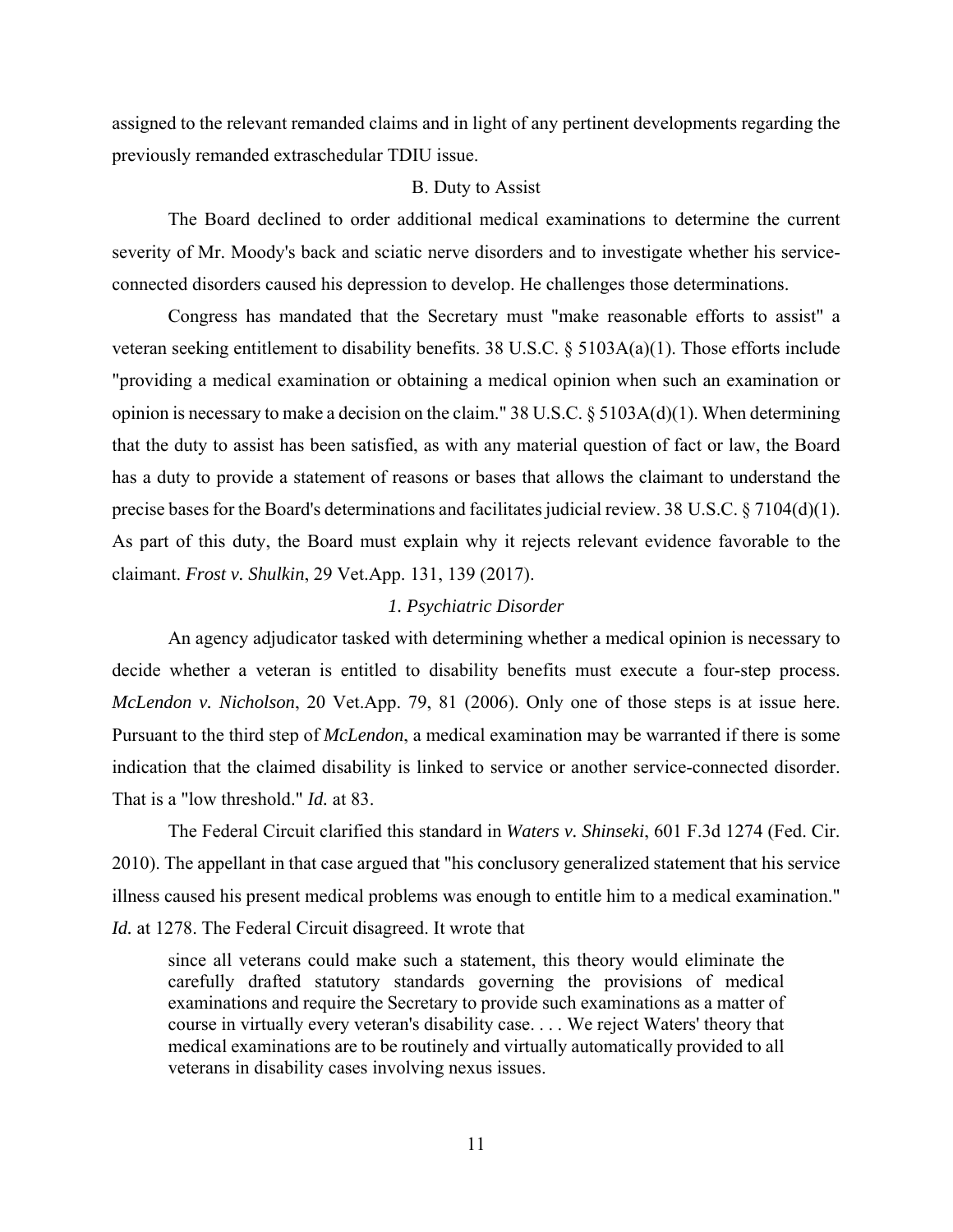assigned to the relevant remanded claims and in light of any pertinent developments regarding the previously remanded extraschedular TDIU issue.

### B. Duty to Assist

The Board declined to order additional medical examinations to determine the current severity of Mr. Moody's back and sciatic nerve disorders and to investigate whether his service-connected disorders caused his depression to develop. He challenges those determinations.

Congress has mandated that the Secretary must "make reasonable efforts to assist" a veteran seeking entitlement to disability benefits. 38 U.S.C. § 5103A(a)(1). Those efforts include "providing a medical examination or obtaining a medical opinion when such an examination or opinion is necessary to make a decision on the claim." 38 U.S.C. § 5103A(d)(1). When determining that the duty to assist has been satisfied, as with any material question of fact or law, the Board has a duty to provide a statement of reasons or bases that allows the claimant to understand the precise bases for the Board's determinations and facilitates judicial review. 38 U.S.C. § 7104(d)(1). As part of this duty, the Board must explain why it rejects relevant evidence favorable to the claimant. *Frost v. Shulkin*, 29 Vet.App. 131, 139 (2017).

#### *1. Psychiatric Disorder*

An agency adjudicator tasked with determining whether a medical opinion is necessary to decide whether a veteran is entitled to disability benefits must execute a four-step process. *McLendon v. Nicholson*, 20 Vet.App. 79, 81 (2006). Only one of those steps is at issue here. Pursuant to the third step of *McLendon*, a medical examination may be warranted if there is some indication that the claimed disability is linked to service or another service-connected disorder. That is a "low threshold." *Id.* at 83.

The Federal Circuit clarified this standard in *Waters v. Shinseki*, 601 F.3d 1274 (Fed. Cir. 2010). The appellant in that case argued that "his conclusory generalized statement that his service illness caused his present medical problems was enough to entitle him to a medical examination." *Id.* at 1278. The Federal Circuit disagreed. It wrote that

> since all veterans could make such a statement, this theory would eliminate the carefully drafted statutory standards governing the provisions of medical examinations and require the Secretary to provide such examinations as a matter of course in virtually every veteran's disability case. . . . We reject Waters' theory that medical examinations are to be routinely and virtually automatically provided to all veterans in disability cases involving nexus issues.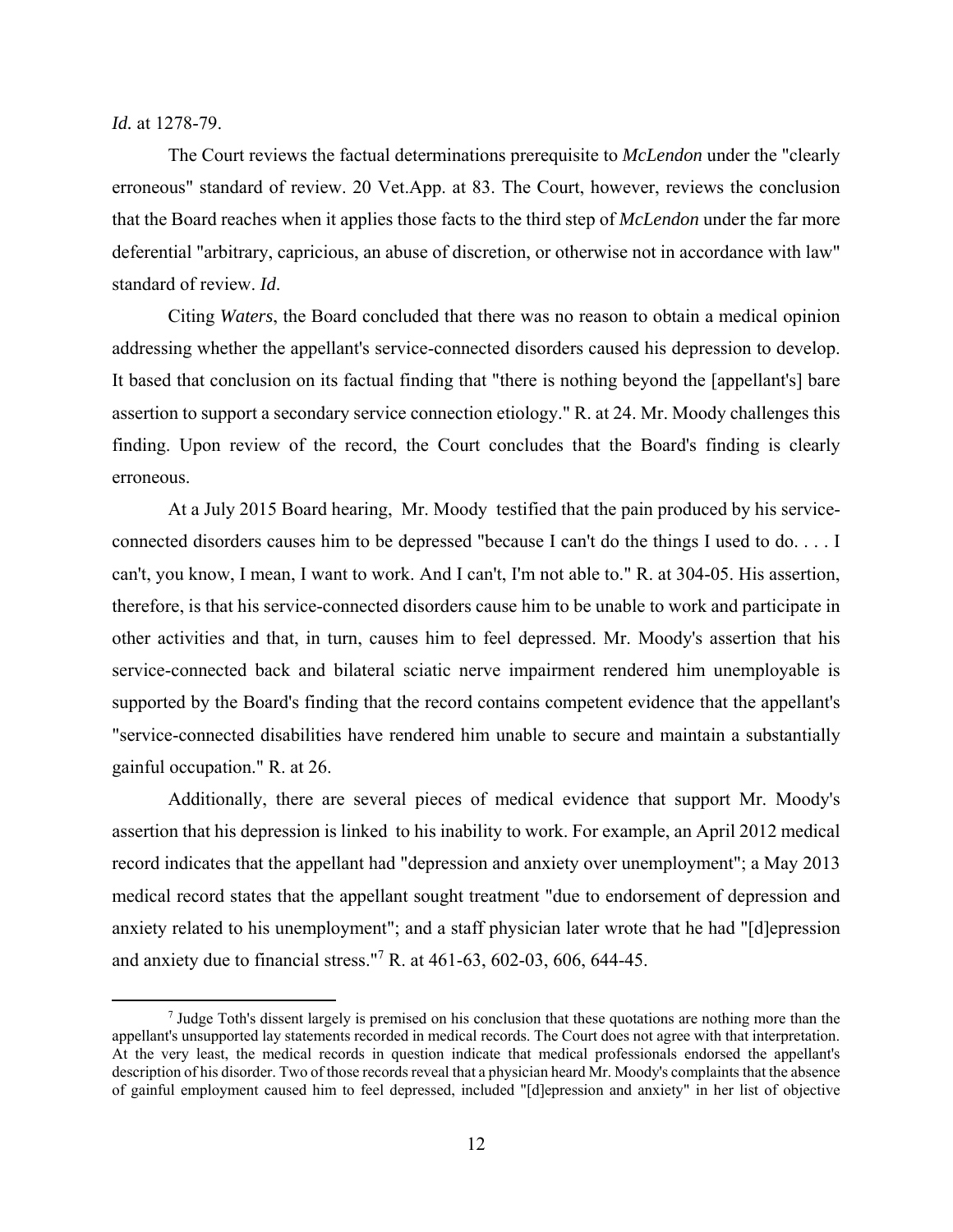*Id.* at 1278-79.

The Court reviews the factual determinations prerequisite to *McLendon* under the "clearly erroneous" standard of review. 20 Vet.App. at 83. The Court, however, reviews the conclusion that the Board reaches when it applies those facts to the third step of *McLendon* under the far more deferential "arbitrary, capricious, an abuse of discretion, or otherwise not in accordance with law" standard of review. *Id*.

Citing *Waters*, the Board concluded that there was no reason to obtain a medical opinion addressing whether the appellant's service-connected disorders caused his depression to develop. It based that conclusion on its factual finding that "there is nothing beyond the [appellant's] bare assertion to support a secondary service connection etiology." R. at 24. Mr. Moody challenges this finding. Upon review of the record, the Court concludes that the Board's finding is clearly erroneous.

At a July 2015 Board hearing, Mr. Moody testified that the pain produced by his service-connected disorders causes him to be depressed "because I can't do the things I used to do. . . . I can't, you know, I mean, I want to work. And I can't, I'm not able to." R. at 304-05. His assertion, therefore, is that his service-connected disorders cause him to be unable to work and participate in other activities and that, in turn, causes him to feel depressed. Mr. Moody's assertion that his service-connected back and bilateral sciatic nerve impairment rendered him unemployable is supported by the Board's finding that the record contains competent evidence that the appellant's "service-connected disabilities have rendered him unable to secure and maintain a substantially gainful occupation." R. at 26.

Additionally, there are several pieces of medical evidence that support Mr. Moody's assertion that his depression is linked to his inability to work. For example, an April 2012 medical record indicates that the appellant had "depression and anxiety over unemployment"; a May 2013 medical record states that the appellant sought treatment "due to endorsement of depression and anxiety related to his unemployment"; and a staff physician later wrote that he had "[d]epression and anxiety due to financial stress."[7] R. at 461-63, 602-03, 606, 644-45.

[7] Judge Toth's dissent largely is premised on his conclusion that these quotations are nothing more than the appellant's unsupported lay statements recorded in medical records. The Court does not agree with that interpretation. At the very least, the medical records in question indicate that medical professionals endorsed the appellant's description of his disorder. Two of those records reveal that a physician heard Mr. Moody's complaints that the absence of gainful employment caused him to feel depressed, included "[d]epression and anxiety" in her list of objective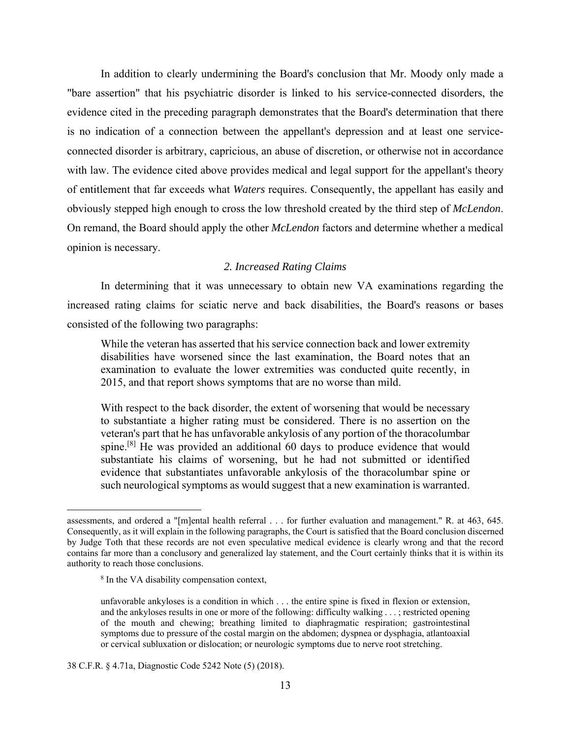In addition to clearly undermining the Board's conclusion that Mr. Moody only made a "bare assertion" that his psychiatric disorder is linked to his service-connected disorders, the evidence cited in the preceding paragraph demonstrates that the Board's determination that there is no indication of a connection between the appellant's depression and at least one service-connected disorder is arbitrary, capricious, an abuse of discretion, or otherwise not in accordance with law. The evidence cited above provides medical and legal support for the appellant's theory of entitlement that far exceeds what *Waters* requires. Consequently, the appellant has easily and obviously stepped high enough to cross the low threshold created by the third step of *McLendon*. On remand, the Board should apply the other *McLendon* factors and determine whether a medical opinion is necessary.

### *2. Increased Rating Claims*

In determining that it was unnecessary to obtain new VA examinations regarding the increased rating claims for sciatic nerve and back disabilities, the Board's reasons or bases consisted of the following two paragraphs:

> While the veteran has asserted that his service connection back and lower extremity disabilities have worsened since the last examination, the Board notes that an examination to evaluate the lower extremities was conducted quite recently, in 2015, and that report shows symptoms that are no worse than mild.
>
> With respect to the back disorder, the extent of worsening that would be necessary to substantiate a higher rating must be considered. There is no assertion on the veteran's part that he has unfavorable ankylosis of any portion of the thoracolumbar spine.[8] He was provided an additional 60 days to produce evidence that would substantiate his claims of worsening, but he had not submitted or identified evidence that substantiates unfavorable ankylosis of the thoracolumbar spine or such neurological symptoms as would suggest that a new examination is warranted.

---

assessments, and ordered a "[m]ental health referral . . . for further evaluation and management." R. at 463, 645. Consequently, as it will explain in the following paragraphs, the Court is satisfied that the Board conclusion discerned by Judge Toth that these records are not even speculative medical evidence is clearly wrong and that the record contains far more than a conclusory and generalized lay statement, and the Court certainly thinks that it is within its authority to reach those conclusions.

[8] In the VA disability compensation context,

> unfavorable ankyloses is a condition in which . . . the entire spine is fixed in flexion or extension, and the ankyloses results in one or more of the following: difficulty walking . . . ; restricted opening of the mouth and chewing; breathing limited to diaphragmatic respiration; gastrointestinal symptoms due to pressure of the costal margin on the abdomen; dyspnea or dysphagia, atlantoaxial or cervical subluxation or dislocation; or neurologic symptoms due to nerve root stretching.

38 C.F.R. § 4.71a, Diagnostic Code 5242 Note (5) (2018).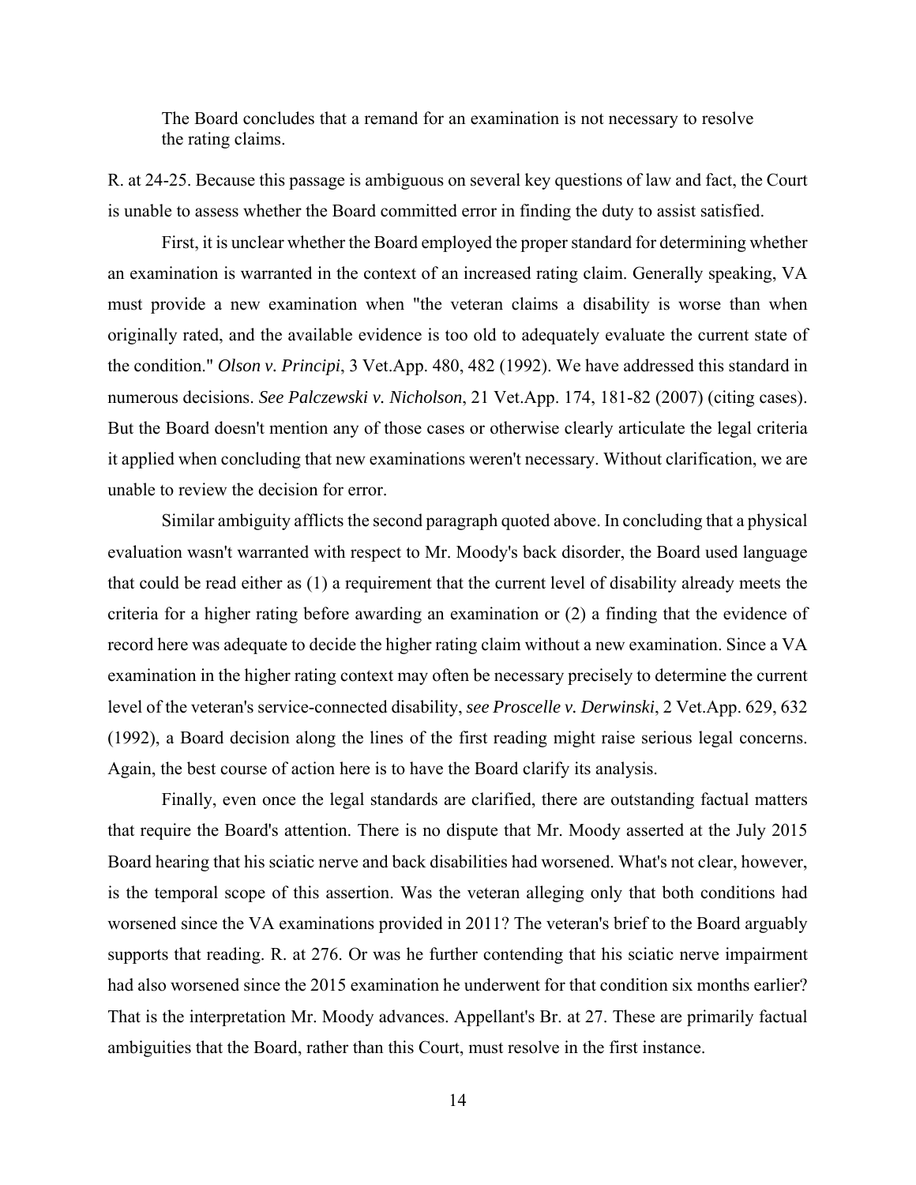> The Board concludes that a remand for an examination is not necessary to resolve the rating claims.

R. at 24-25. Because this passage is ambiguous on several key questions of law and fact, the Court is unable to assess whether the Board committed error in finding the duty to assist satisfied.

First, it is unclear whether the Board employed the proper standard for determining whether an examination is warranted in the context of an increased rating claim. Generally speaking, VA must provide a new examination when "the veteran claims a disability is worse than when originally rated, and the available evidence is too old to adequately evaluate the current state of the condition." *Olson v. Principi*, 3 Vet.App. 480, 482 (1992). We have addressed this standard in numerous decisions. *See Palczewski v. Nicholson*, 21 Vet.App. 174, 181-82 (2007) (citing cases). But the Board doesn't mention any of those cases or otherwise clearly articulate the legal criteria it applied when concluding that new examinations weren't necessary. Without clarification, we are unable to review the decision for error.

Similar ambiguity afflicts the second paragraph quoted above. In concluding that a physical evaluation wasn't warranted with respect to Mr. Moody's back disorder, the Board used language that could be read either as (1) a requirement that the current level of disability already meets the criteria for a higher rating before awarding an examination or (2) a finding that the evidence of record here was adequate to decide the higher rating claim without a new examination. Since a VA examination in the higher rating context may often be necessary precisely to determine the current level of the veteran's service-connected disability, *see Proscelle v. Derwinski*, 2 Vet.App. 629, 632 (1992), a Board decision along the lines of the first reading might raise serious legal concerns. Again, the best course of action here is to have the Board clarify its analysis.

Finally, even once the legal standards are clarified, there are outstanding factual matters that require the Board's attention. There is no dispute that Mr. Moody asserted at the July 2015 Board hearing that his sciatic nerve and back disabilities had worsened. What's not clear, however, is the temporal scope of this assertion. Was the veteran alleging only that both conditions had worsened since the VA examinations provided in 2011? The veteran's brief to the Board arguably supports that reading. R. at 276. Or was he further contending that his sciatic nerve impairment had also worsened since the 2015 examination he underwent for that condition six months earlier? That is the interpretation Mr. Moody advances. Appellant's Br. at 27. These are primarily factual ambiguities that the Board, rather than this Court, must resolve in the first instance.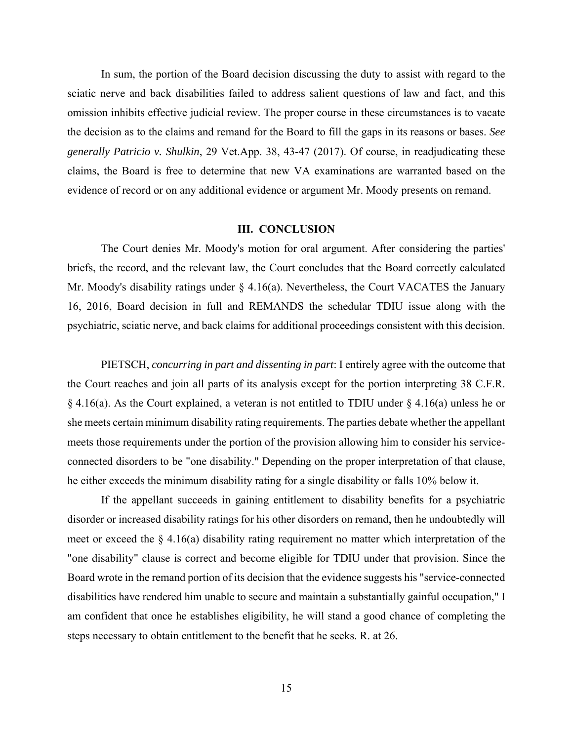In sum, the portion of the Board decision discussing the duty to assist with regard to the sciatic nerve and back disabilities failed to address salient questions of law and fact, and this omission inhibits effective judicial review. The proper course in these circumstances is to vacate the decision as to the claims and remand for the Board to fill the gaps in its reasons or bases. *See generally Patricio v. Shulkin*, 29 Vet.App. 38, 43-47 (2017). Of course, in readjudicating these claims, the Board is free to determine that new VA examinations are warranted based on the evidence of record or on any additional evidence or argument Mr. Moody presents on remand.

## III. CONCLUSION

The Court denies Mr. Moody's motion for oral argument. After considering the parties' briefs, the record, and the relevant law, the Court concludes that the Board correctly calculated Mr. Moody's disability ratings under § 4.16(a). Nevertheless, the Court VACATES the January 16, 2016, Board decision in full and REMANDS the schedular TDIU issue along with the psychiatric, sciatic nerve, and back claims for additional proceedings consistent with this decision.

PIETSCH, *concurring in part and dissenting in part*: I entirely agree with the outcome that the Court reaches and join all parts of its analysis except for the portion interpreting 38 C.F.R. § 4.16(a). As the Court explained, a veteran is not entitled to TDIU under § 4.16(a) unless he or she meets certain minimum disability rating requirements. The parties debate whether the appellant meets those requirements under the portion of the provision allowing him to consider his service-connected disorders to be "one disability." Depending on the proper interpretation of that clause, he either exceeds the minimum disability rating for a single disability or falls 10% below it.

If the appellant succeeds in gaining entitlement to disability benefits for a psychiatric disorder or increased disability ratings for his other disorders on remand, then he undoubtedly will meet or exceed the § 4.16(a) disability rating requirement no matter which interpretation of the "one disability" clause is correct and become eligible for TDIU under that provision. Since the Board wrote in the remand portion of its decision that the evidence suggests his "service-connected disabilities have rendered him unable to secure and maintain a substantially gainful occupation," I am confident that once he establishes eligibility, he will stand a good chance of completing the steps necessary to obtain entitlement to the benefit that he seeks. R. at 26.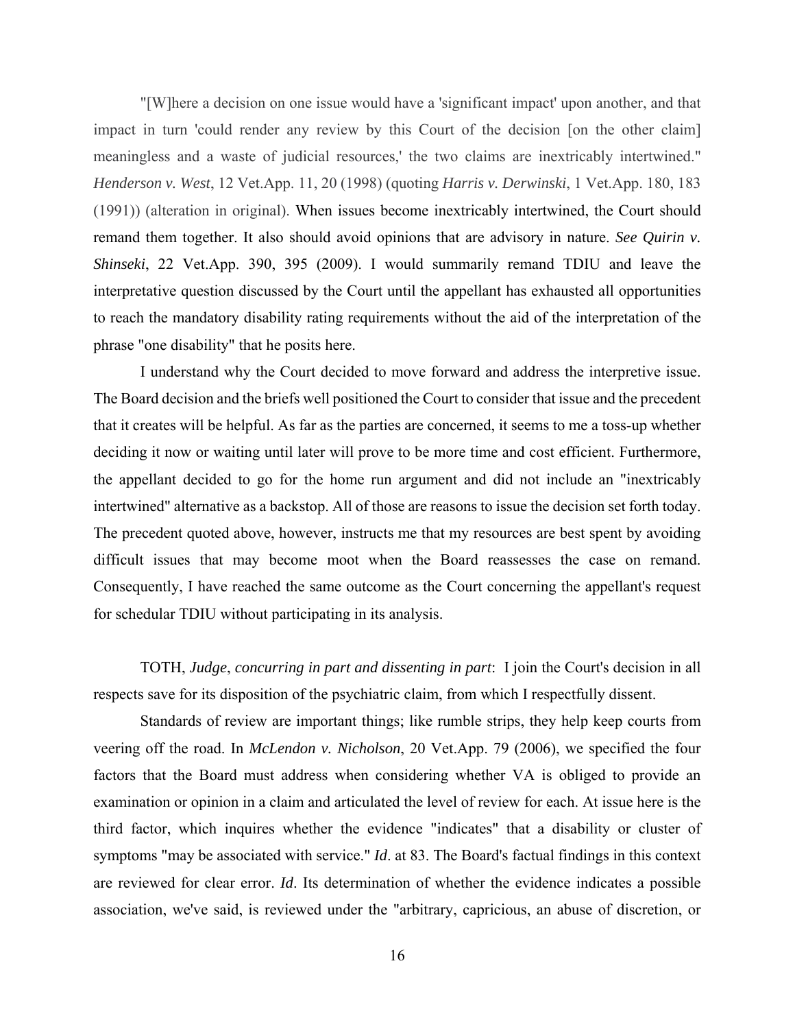"[W]here a decision on one issue would have a 'significant impact' upon another, and that impact in turn 'could render any review by this Court of the decision [on the other claim] meaningless and a waste of judicial resources,' the two claims are inextricably intertwined." *Henderson v. West*, 12 Vet.App. 11, 20 (1998) (quoting *Harris v. Derwinski*, 1 Vet.App. 180, 183 (1991)) (alteration in original). When issues become inextricably intertwined, the Court should remand them together. It also should avoid opinions that are advisory in nature. *See Quirin v. Shinseki*, 22 Vet.App. 390, 395 (2009). I would summarily remand TDIU and leave the interpretative question discussed by the Court until the appellant has exhausted all opportunities to reach the mandatory disability rating requirements without the aid of the interpretation of the phrase "one disability" that he posits here.

I understand why the Court decided to move forward and address the interpretive issue. The Board decision and the briefs well positioned the Court to consider that issue and the precedent that it creates will be helpful. As far as the parties are concerned, it seems to me a toss-up whether deciding it now or waiting until later will prove to be more time and cost efficient. Furthermore, the appellant decided to go for the home run argument and did not include an "inextricably intertwined" alternative as a backstop. All of those are reasons to issue the decision set forth today. The precedent quoted above, however, instructs me that my resources are best spent by avoiding difficult issues that may become moot when the Board reassesses the case on remand. Consequently, I have reached the same outcome as the Court concerning the appellant's request for schedular TDIU without participating in its analysis.

TOTH, *Judge*, *concurring in part and dissenting in part*: I join the Court's decision in all respects save for its disposition of the psychiatric claim, from which I respectfully dissent.

Standards of review are important things; like rumble strips, they help keep courts from veering off the road. In *McLendon v. Nicholson*, 20 Vet.App. 79 (2006), we specified the four factors that the Board must address when considering whether VA is obliged to provide an examination or opinion in a claim and articulated the level of review for each. At issue here is the third factor, which inquires whether the evidence "indicates" that a disability or cluster of symptoms "may be associated with service." *Id*. at 83. The Board's factual findings in this context are reviewed for clear error. *Id*. Its determination of whether the evidence indicates a possible association, we've said, is reviewed under the "arbitrary, capricious, an abuse of discretion, or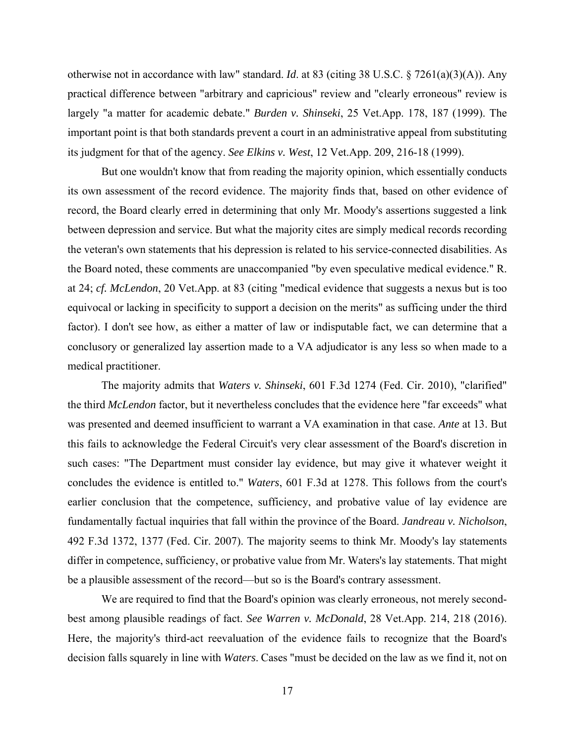otherwise not in accordance with law" standard. *Id*. at 83 (citing 38 U.S.C. § 7261(a)(3)(A)). Any practical difference between "arbitrary and capricious" review and "clearly erroneous" review is largely "a matter for academic debate." *Burden v. Shinseki*, 25 Vet.App. 178, 187 (1999). The important point is that both standards prevent a court in an administrative appeal from substituting its judgment for that of the agency. *See Elkins v. West*, 12 Vet.App. 209, 216-18 (1999).

But one wouldn't know that from reading the majority opinion, which essentially conducts its own assessment of the record evidence. The majority finds that, based on other evidence of record, the Board clearly erred in determining that only Mr. Moody's assertions suggested a link between depression and service. But what the majority cites are simply medical records recording the veteran's own statements that his depression is related to his service-connected disabilities. As the Board noted, these comments are unaccompanied "by even speculative medical evidence." R. at 24; *cf. McLendon*, 20 Vet.App. at 83 (citing "medical evidence that suggests a nexus but is too equivocal or lacking in specificity to support a decision on the merits" as sufficing under the third factor). I don't see how, as either a matter of law or indisputable fact, we can determine that a conclusory or generalized lay assertion made to a VA adjudicator is any less so when made to a medical practitioner.

The majority admits that *Waters v. Shinseki*, 601 F.3d 1274 (Fed. Cir. 2010), "clarified" the third *McLendon* factor, but it nevertheless concludes that the evidence here "far exceeds" what was presented and deemed insufficient to warrant a VA examination in that case. *Ante* at 13. But this fails to acknowledge the Federal Circuit's very clear assessment of the Board's discretion in such cases: "The Department must consider lay evidence, but may give it whatever weight it concludes the evidence is entitled to." *Waters*, 601 F.3d at 1278. This follows from the court's earlier conclusion that the competence, sufficiency, and probative value of lay evidence are fundamentally factual inquiries that fall within the province of the Board. *Jandreau v. Nicholson*, 492 F.3d 1372, 1377 (Fed. Cir. 2007). The majority seems to think Mr. Moody's lay statements differ in competence, sufficiency, or probative value from Mr. Waters's lay statements. That might be a plausible assessment of the record—but so is the Board's contrary assessment.

We are required to find that the Board's opinion was clearly erroneous, not merely second-best among plausible readings of fact. *See Warren v. McDonald*, 28 Vet.App. 214, 218 (2016). Here, the majority's third-act reevaluation of the evidence fails to recognize that the Board's decision falls squarely in line with *Waters*. Cases "must be decided on the law as we find it, not on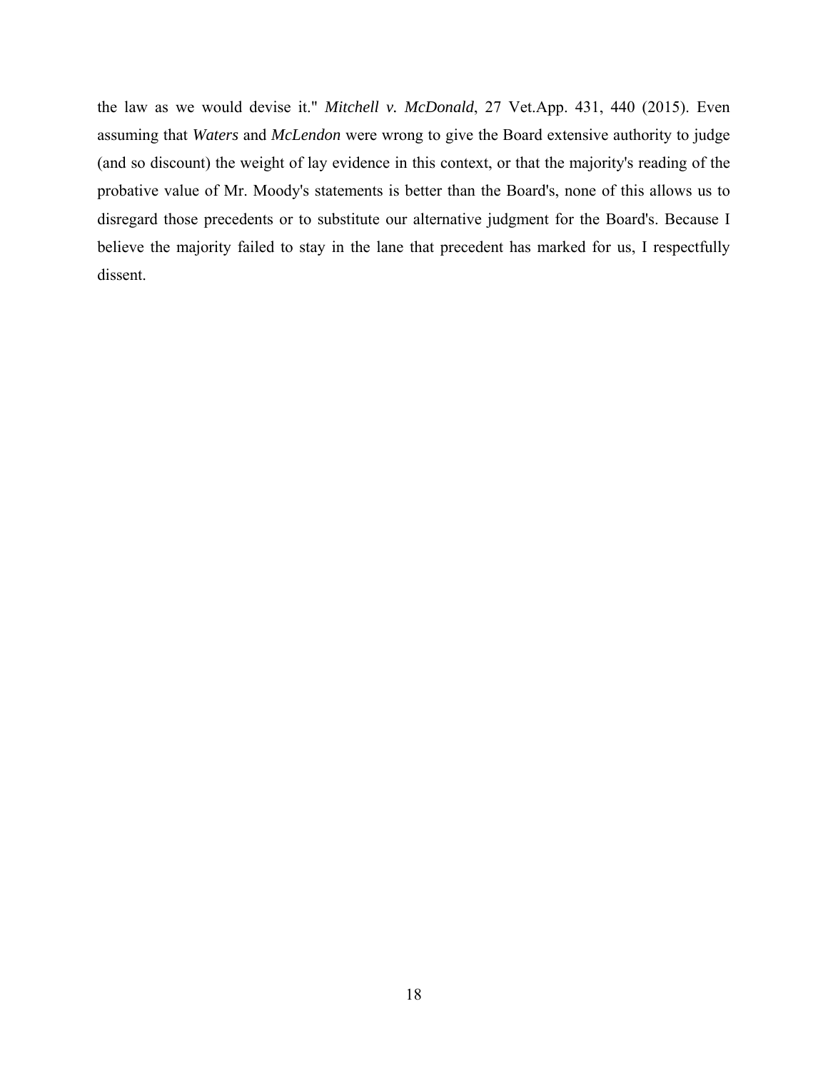the law as we would devise it." *Mitchell v. McDonald*, 27 Vet.App. 431, 440 (2015). Even assuming that *Waters* and *McLendon* were wrong to give the Board extensive authority to judge (and so discount) the weight of lay evidence in this context, or that the majority's reading of the probative value of Mr. Moody's statements is better than the Board's, none of this allows us to disregard those precedents or to substitute our alternative judgment for the Board's. Because I believe the majority failed to stay in the lane that precedent has marked for us, I respectfully dissent.